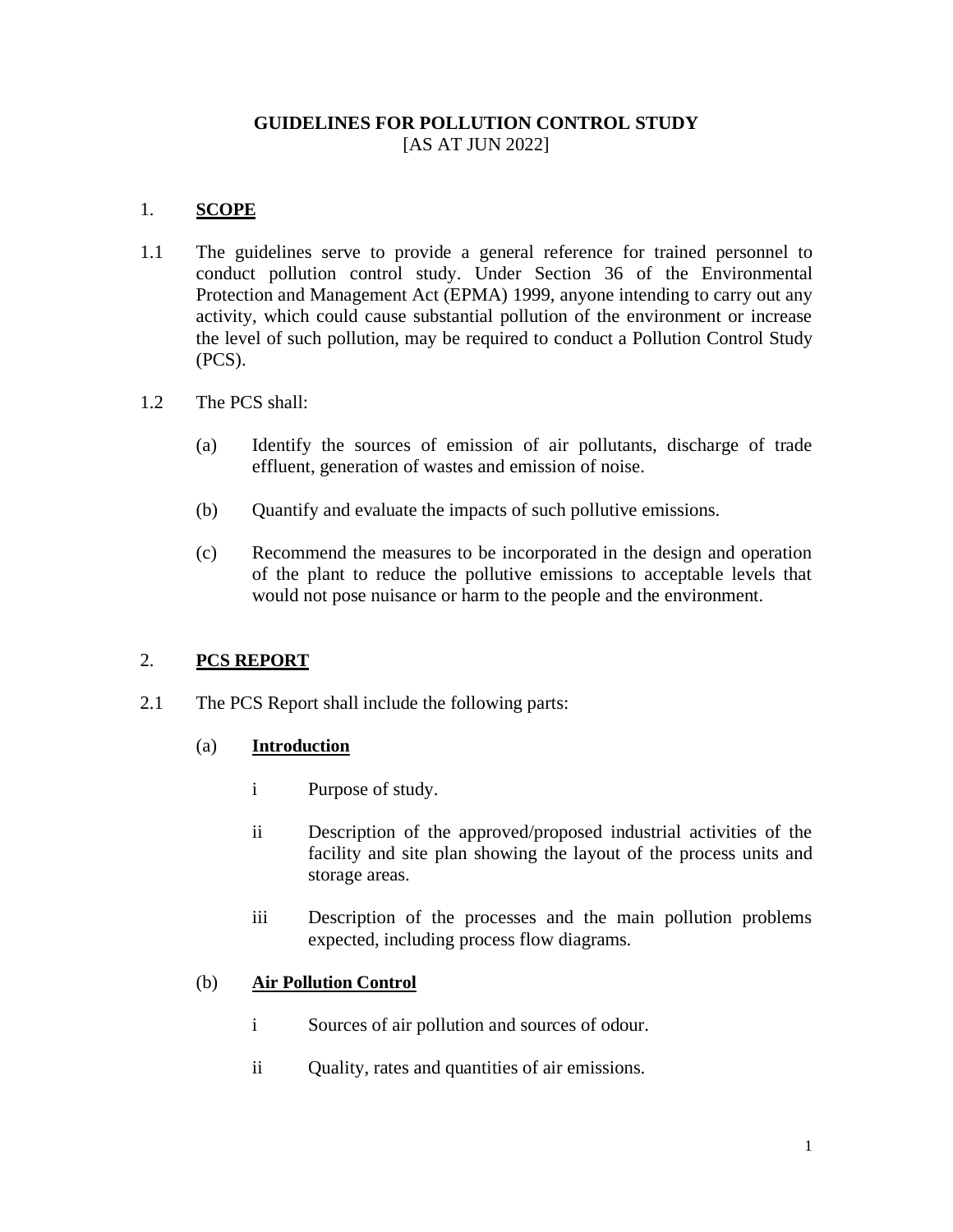# GUIDELINES FOR POLLUTION CONTROL STUDY

[AS AT JUN 2022]

## 1. SCOPE

1.1 The guidelines serve to provide a general reference for trained personnel to conduct pollution control study. Under Section 36 of the Environmental Protection and Management Act (EPMA) 1999, anyone intending to carry out any activity, which could cause substantial pollution of the environment or increase the level of such pollution, may be required to conduct a Pollution Control Study (PCS).

1.2 The PCS shall:

(a) Identify the sources of emission of air pollutants, discharge of trade effluent, generation of wastes and emission of noise.

(b) Quantify and evaluate the impacts of such pollutive emissions.

(c) Recommend the measures to be incorporated in the design and operation of the plant to reduce the pollutive emissions to acceptable levels that would not pose nuisance or harm to the people and the environment.

## 2. PCS REPORT

2.1 The PCS Report shall include the following parts:

(a) **Introduction**

i Purpose of study.

ii Description of the approved/proposed industrial activities of the facility and site plan showing the layout of the process units and storage areas.

iii Description of the processes and the main pollution problems expected, including process flow diagrams.

(b) **Air Pollution Control**

i Sources of air pollution and sources of odour.

ii Quality, rates and quantities of air emissions.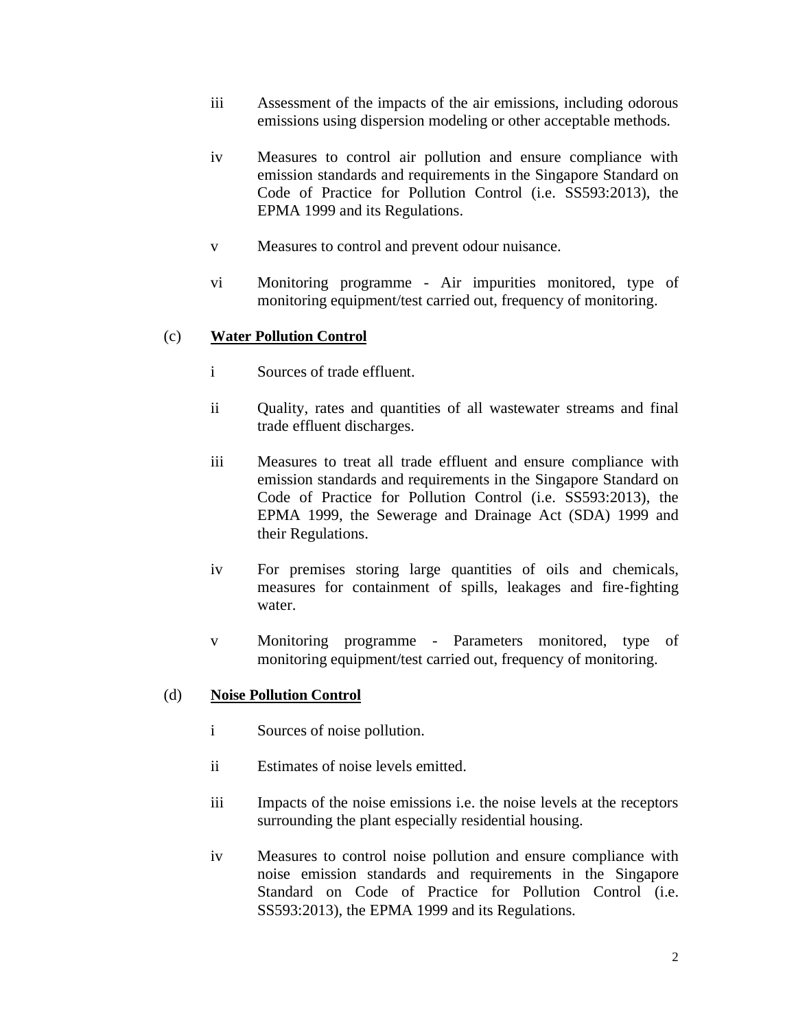iii Assessment of the impacts of the air emissions, including odorous emissions using dispersion modeling or other acceptable methods.

iv Measures to control air pollution and ensure compliance with emission standards and requirements in the Singapore Standard on Code of Practice for Pollution Control (i.e. SS593:2013), the EPMA 1999 and its Regulations.

v Measures to control and prevent odour nuisance.

vi Monitoring programme - Air impurities monitored, type of monitoring equipment/test carried out, frequency of monitoring.

(c) **Water Pollution Control**

i Sources of trade effluent.

ii Quality, rates and quantities of all wastewater streams and final trade effluent discharges.

iii Measures to treat all trade effluent and ensure compliance with emission standards and requirements in the Singapore Standard on Code of Practice for Pollution Control (i.e. SS593:2013), the EPMA 1999, the Sewerage and Drainage Act (SDA) 1999 and their Regulations.

iv For premises storing large quantities of oils and chemicals, measures for containment of spills, leakages and fire-fighting water.

v Monitoring programme - Parameters monitored, type of monitoring equipment/test carried out, frequency of monitoring.

(d) **Noise Pollution Control**

i Sources of noise pollution.

ii Estimates of noise levels emitted.

iii Impacts of the noise emissions i.e. the noise levels at the receptors surrounding the plant especially residential housing.

iv Measures to control noise pollution and ensure compliance with noise emission standards and requirements in the Singapore Standard on Code of Practice for Pollution Control (i.e. SS593:2013), the EPMA 1999 and its Regulations.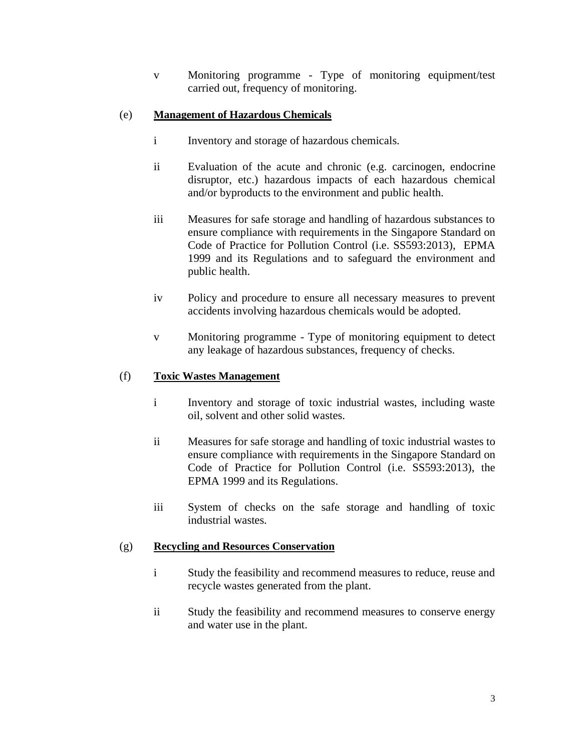v Monitoring programme - Type of monitoring equipment/test carried out, frequency of monitoring.

(e) **Management of Hazardous Chemicals**

i Inventory and storage of hazardous chemicals.

ii Evaluation of the acute and chronic (e.g. carcinogen, endocrine disruptor, etc.) hazardous impacts of each hazardous chemical and/or byproducts to the environment and public health.

iii Measures for safe storage and handling of hazardous substances to ensure compliance with requirements in the Singapore Standard on Code of Practice for Pollution Control (i.e. SS593:2013), EPMA 1999 and its Regulations and to safeguard the environment and public health.

iv Policy and procedure to ensure all necessary measures to prevent accidents involving hazardous chemicals would be adopted.

v Monitoring programme - Type of monitoring equipment to detect any leakage of hazardous substances, frequency of checks.

(f) **Toxic Wastes Management**

i Inventory and storage of toxic industrial wastes, including waste oil, solvent and other solid wastes.

ii Measures for safe storage and handling of toxic industrial wastes to ensure compliance with requirements in the Singapore Standard on Code of Practice for Pollution Control (i.e. SS593:2013), the EPMA 1999 and its Regulations.

iii System of checks on the safe storage and handling of toxic industrial wastes.

(g) **Recycling and Resources Conservation**

i Study the feasibility and recommend measures to reduce, reuse and recycle wastes generated from the plant.

ii Study the feasibility and recommend measures to conserve energy and water use in the plant.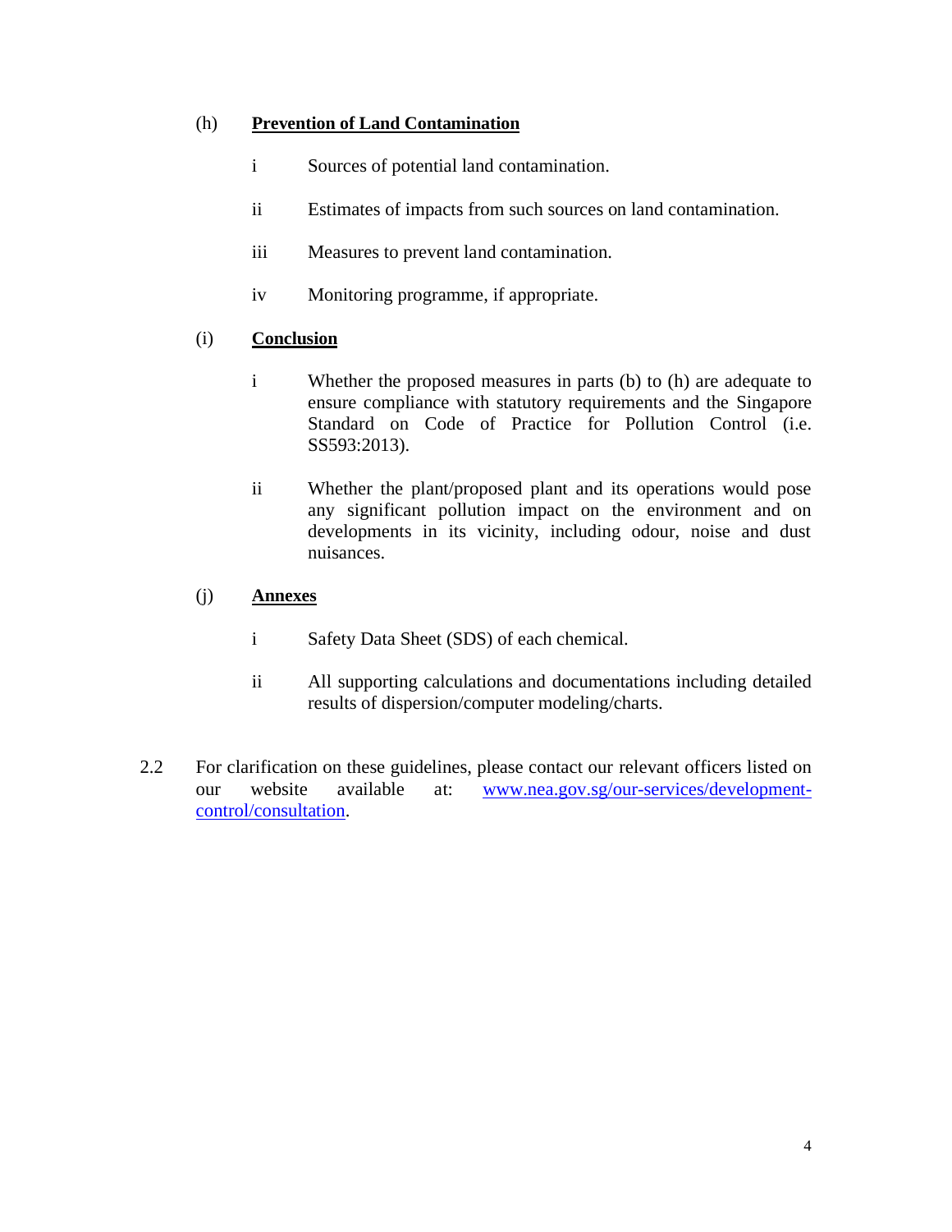(h) **Prevention of Land Contamination**

- i Sources of potential land contamination.
- ii Estimates of impacts from such sources on land contamination.
- iii Measures to prevent land contamination.
- iv Monitoring programme, if appropriate.

(i) **Conclusion**

- i Whether the proposed measures in parts (b) to (h) are adequate to ensure compliance with statutory requirements and the Singapore Standard on Code of Practice for Pollution Control (i.e. SS593:2013).
- ii Whether the plant/proposed plant and its operations would pose any significant pollution impact on the environment and on developments in its vicinity, including odour, noise and dust nuisances.

(j) **Annexes**

- i Safety Data Sheet (SDS) of each chemical.
- ii All supporting calculations and documentations including detailed results of dispersion/computer modeling/charts.

2.2 For clarification on these guidelines, please contact our relevant officers listed on our website available at: [www.nea.gov.sg/our-services/development-control/consultation](http://www.nea.gov.sg/our-services/development-control/consultation).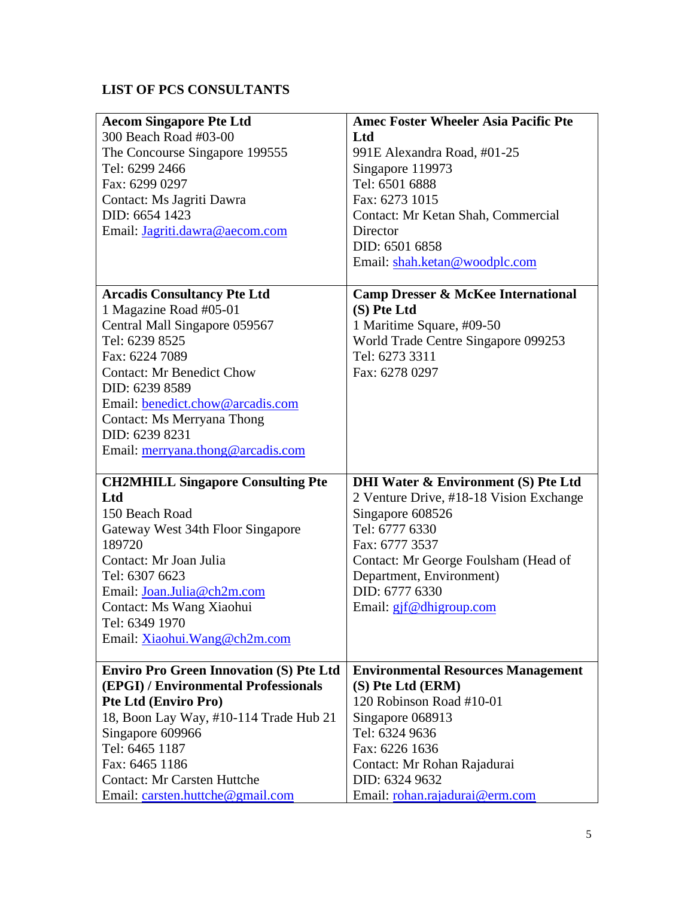## LIST OF PCS CONSULTANTS

| **Aecom Singapore Pte Ltd**<br>300 Beach Road #03-00<br>The Concourse Singapore 199555<br>Tel: 6299 2466<br>Fax: 6299 0297<br>Contact: Ms Jagriti Dawra<br>DID: 6654 1423<br>Email: Jagriti.dawra@aecom.com | **Amec Foster Wheeler Asia Pacific Pte Ltd**<br>991E Alexandra Road, #01-25<br>Singapore 119973<br>Tel: 6501 6888<br>Fax: 6273 1015<br>Contact: Mr Ketan Shah, Commercial Director<br>DID: 6501 6858<br>Email: shah.ketan@woodplc.com |
|---|---|
| **Arcadis Consultancy Pte Ltd**<br>1 Magazine Road #05-01<br>Central Mall Singapore 059567<br>Tel: 6239 8525<br>Fax: 6224 7089<br>Contact: Mr Benedict Chow<br>DID: 6239 8589<br>Email: benedict.chow@arcadis.com<br>Contact: Ms Merryana Thong<br>DID: 6239 8231<br>Email: merryana.thong@arcadis.com | **Camp Dresser & McKee International (S) Pte Ltd**<br>1 Maritime Square, #09-50<br>World Trade Centre Singapore 099253<br>Tel: 6273 3311<br>Fax: 6278 0297 |
| **CH2MHILL Singapore Consulting Pte Ltd**<br>150 Beach Road<br>Gateway West 34th Floor Singapore 189720<br>Contact: Mr Joan Julia<br>Tel: 6307 6623<br>Email: Joan.Julia@ch2m.com<br>Contact: Ms Wang Xiaohui<br>Tel: 6349 1970<br>Email: Xiaohui.Wang@ch2m.com | **DHI Water & Environment (S) Pte Ltd**<br>2 Venture Drive, #18-18 Vision Exchange<br>Singapore 608526<br>Tel: 6777 6330<br>Fax: 6777 3537<br>Contact: Mr George Foulsham (Head of Department, Environment)<br>DID: 6777 6330<br>Email: gjf@dhigroup.com |
| **Enviro Pro Green Innovation (S) Pte Ltd (EPGI) / Environmental Professionals Pte Ltd (Enviro Pro)**<br>18, Boon Lay Way, #10-114 Trade Hub 21<br>Singapore 609966<br>Tel: 6465 1187<br>Fax: 6465 1186<br>Contact: Mr Carsten Huttche<br>Email: carsten.huttche@gmail.com | **Environmental Resources Management (S) Pte Ltd (ERM)**<br>120 Robinson Road #10-01<br>Singapore 068913<br>Tel: 6324 9636<br>Fax: 6226 1636<br>Contact: Mr Rohan Rajadurai<br>DID: 6324 9632<br>Email: rohan.rajadurai@erm.com |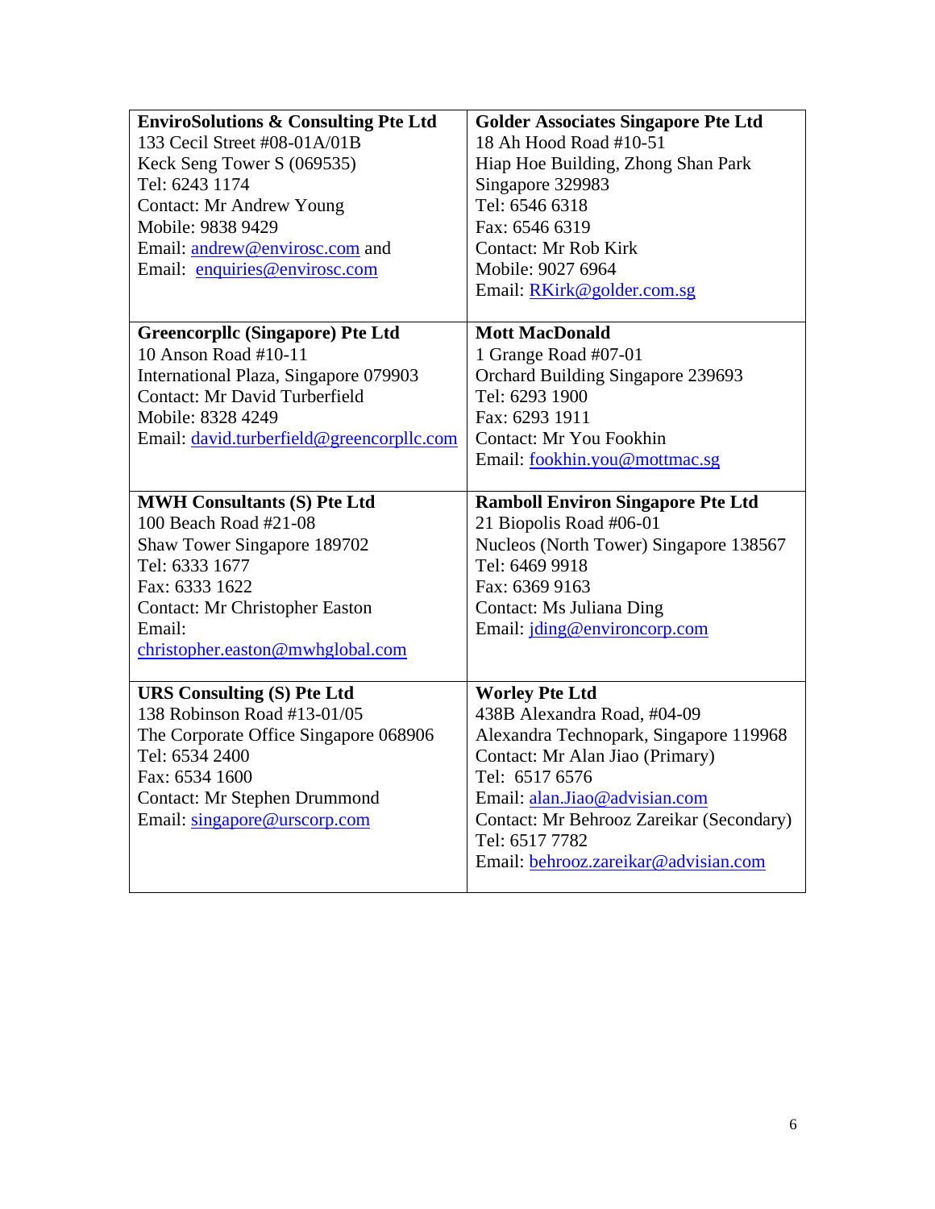| | |
|---|---|
| **EnviroSolutions & Consulting Pte Ltd**<br>133 Cecil Street #08-01A/01B<br>Keck Seng Tower S (069535)<br>Tel: 6243 1174<br>Contact: Mr Andrew Young<br>Mobile: 9838 9429<br>Email: andrew@envirosc.com and<br>Email: enquiries@envirosc.com | **Golder Associates Singapore Pte Ltd**<br>18 Ah Hood Road #10-51<br>Hiap Hoe Building, Zhong Shan Park<br>Singapore 329983<br>Tel: 6546 6318<br>Fax: 6546 6319<br>Contact: Mr Rob Kirk<br>Mobile: 9027 6964<br>Email: RKirk@golder.com.sg |
| **Greencorpllc (Singapore) Pte Ltd**<br>10 Anson Road #10-11<br>International Plaza, Singapore 079903<br>Contact: Mr David Turberfield<br>Mobile: 8328 4249<br>Email: david.turberfield@greencorpllc.com | **Mott MacDonald**<br>1 Grange Road #07-01<br>Orchard Building Singapore 239693<br>Tel: 6293 1900<br>Fax: 6293 1911<br>Contact: Mr You Fookhin<br>Email: fookhin.you@mottmac.sg |
| **MWH Consultants (S) Pte Ltd**<br>100 Beach Road #21-08<br>Shaw Tower Singapore 189702<br>Tel: 6333 1677<br>Fax: 6333 1622<br>Contact: Mr Christopher Easton<br>Email:<br>christopher.easton@mwhglobal.com | **Ramboll Environ Singapore Pte Ltd**<br>21 Biopolis Road #06-01<br>Nucleos (North Tower) Singapore 138567<br>Tel: 6469 9918<br>Fax: 6369 9163<br>Contact: Ms Juliana Ding<br>Email: jding@environcorp.com |
| **URS Consulting (S) Pte Ltd**<br>138 Robinson Road #13-01/05<br>The Corporate Office Singapore 068906<br>Tel: 6534 2400<br>Fax: 6534 1600<br>Contact: Mr Stephen Drummond<br>Email: singapore@urscorp.com | **Worley Pte Ltd**<br>438B Alexandra Road, #04-09<br>Alexandra Technopark, Singapore 119968<br>Contact: Mr Alan Jiao (Primary)<br>Tel: 6517 6576<br>Email: alan.Jiao@advisian.com<br>Contact: Mr Behrooz Zareikar (Secondary)<br>Tel: 6517 7782<br>Email: behrooz.zareikar@advisian.com |